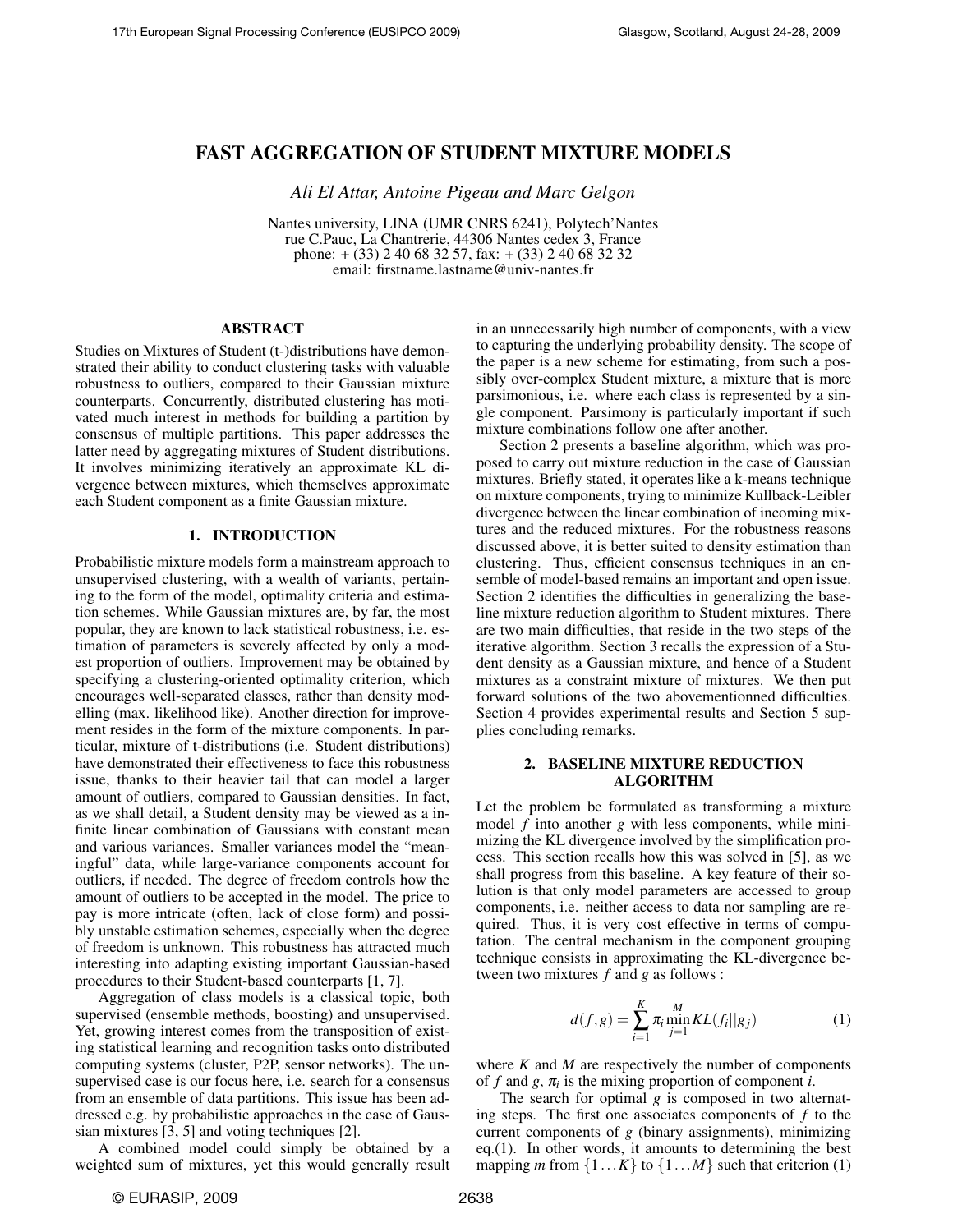# FAST AGGREGATION OF STUDENT MIXTURE MODELS

*Ali El Attar, Antoine Pigeau and Marc Gelgon*

Nantes university, LINA (UMR CNRS 6241), Polytech'Nantes
rue C.Pauc, La Chantrerie, 44306 Nantes cedex 3, France
phone: + (33) 2 40 68 32 57, fax: + (33) 2 40 68 32 32
email: firstname.lastname@univ-nantes.fr

## ABSTRACT

Studies on Mixtures of Student (t-)distributions have demonstrated their ability to conduct clustering tasks with valuable robustness to outliers, compared to their Gaussian mixture counterparts. Concurrently, distributed clustering has motivated much interest in methods for building a partition by consensus of multiple partitions. This paper addresses the latter need by aggregating mixtures of Student distributions. It involves minimizing iteratively an approximate KL divergence between mixtures, which themselves approximate each Student component as a finite Gaussian mixture.

## 1. INTRODUCTION

Probabilistic mixture models form a mainstream approach to unsupervised clustering, with a wealth of variants, pertaining to the form of the model, optimality criteria and estimation schemes. While Gaussian mixtures are, by far, the most popular, they are known to lack statistical robustness, i.e. estimation of parameters is severely affected by only a modest proportion of outliers. Improvement may be obtained by specifying a clustering-oriented optimality criterion, which encourages well-separated classes, rather than density modelling (max. likelihood like). Another direction for improvement resides in the form of the mixture components. In particular, mixture of t-distributions (i.e. Student distributions) have demonstrated their effectiveness to face this robustness issue, thanks to their heavier tail that can model a larger amount of outliers, compared to Gaussian densities. In fact, as we shall detail, a Student density may be viewed as a infinite linear combination of Gaussians with constant mean and various variances. Smaller variances model the "meaningful" data, while large-variance components account for outliers, if needed. The degree of freedom controls how the amount of outliers to be accepted in the model. The price to pay is more intricate (often, lack of close form) and possibly unstable estimation schemes, especially when the degree of freedom is unknown. This robustness has attracted much interesting into adapting existing important Gaussian-based procedures to their Student-based counterparts [1, 7].

Aggregation of class models is a classical topic, both supervised (ensemble methods, boosting) and unsupervised. Yet, growing interest comes from the transposition of existing statistical learning and recognition tasks onto distributed computing systems (cluster, P2P, sensor networks). The unsupervised case is our focus here, i.e. search for a consensus from an ensemble of data partitions. This issue has been addressed e.g. by probabilistic approaches in the case of Gaussian mixtures [3, 5] and voting techniques [2].

A combined model could simply be obtained by a weighted sum of mixtures, yet this would generally result in an unnecessarily high number of components, with a view to capturing the underlying probability density. The scope of the paper is a new scheme for estimating, from such a possibly over-complex Student mixture, a mixture that is more parsimonious, i.e. where each class is represented by a single component. Parsimony is particularly important if such mixture combinations follow one after another.

Section 2 presents a baseline algorithm, which was proposed to carry out mixture reduction in the case of Gaussian mixtures. Briefly stated, it operates like a k-means technique on mixture components, trying to minimize Kullback-Leibler divergence between the linear combination of incoming mixtures and the reduced mixtures. For the robustness reasons discussed above, it is better suited to density estimation than clustering. Thus, efficient consensus techniques in an ensemble of model-based remains an important and open issue. Section 2 identifies the difficulties in generalizing the baseline mixture reduction algorithm to Student mixtures. There are two main difficulties, that reside in the two steps of the iterative algorithm. Section 3 recalls the expression of a Student density as a Gaussian mixture, and hence of a Student mixtures as a constraint mixture of mixtures. We then put forward solutions of the two abovementionned difficulties. Section 4 provides experimental results and Section 5 supplies concluding remarks.

## 2. BASELINE MIXTURE REDUCTION ALGORITHM

Let the problem be formulated as transforming a mixture model $f$ into another $g$ with less components, while minimizing the KL divergence involved by the simplification process. This section recalls how this was solved in [5], as we shall progress from this baseline. A key feature of their solution is that only model parameters are accessed to group components, i.e. neither access to data nor sampling are required. Thus, it is very cost effective in terms of computation. The central mechanism in the component grouping technique consists in approximating the KL-divergence between two mixtures $f$ and $g$ as follows :

$$d(f,g) = \sum_{i=1}^{K} \pi_i \min_{j=1}^{M} KL(f_i||g_j) \tag{1}$$

where $K$ and $M$ are respectively the number of components of $f$ and $g$, $\pi_i$ is the mixing proportion of component $i$.

The search for optimal $g$ is composed in two alternating steps. The first one associates components of $f$ to the current components of $g$ (binary assignments), minimizing eq.(1). In other words, it amounts to determining the best mapping $m$ from $\{1 \dots K\}$ to $\{1 \dots M\}$ such that criterion (1)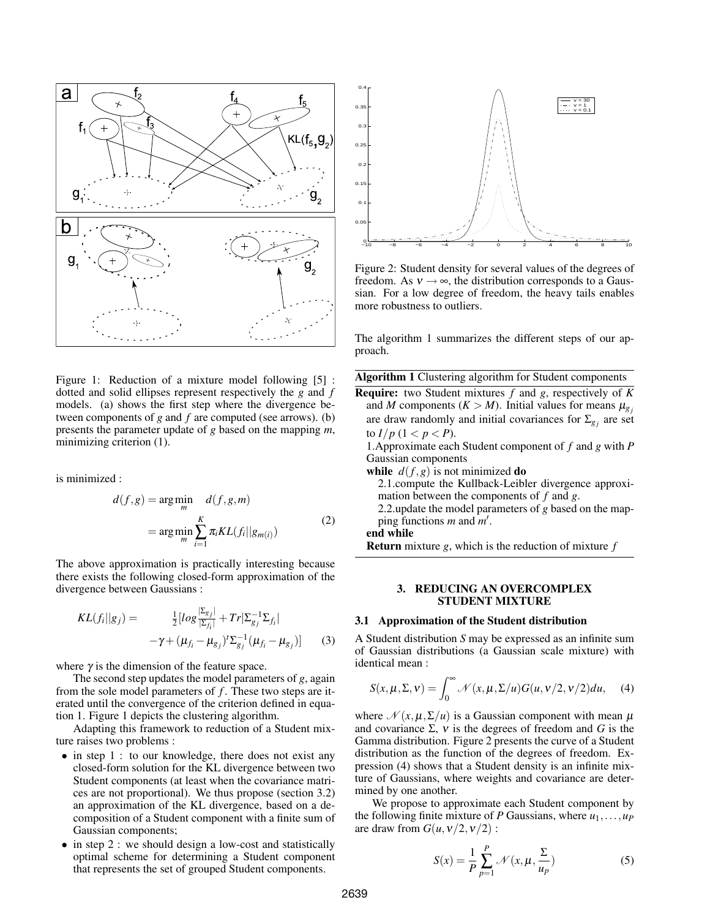Figure 1: Reduction of a mixture model following [5] : dotted and solid ellipses represent respectively the $g$ and $f$ models. (a) shows the first step where the divergence between components of $g$ and $f$ are computed (see arrows). (b) presents the parameter update of $g$ based on the mapping $m$, minimizing criterion (1).

is minimized :

$$d(f,g) = \arg\min_{m} \quad d(f,g,m) = \arg\min_{m} \sum_{i=1}^{K} \pi_i KL(f_i||g_{m(i)}) \tag{2}$$

The above approximation is practically interesting because there exists the following closed-form approximation of the divergence between Gaussians :

$$KL(f_i||g_j) = \frac{1}{2}[log\frac{|\Sigma_{g_j}|}{|\Sigma_{f_i}|} + Tr|\Sigma_{g_j}^{-1}\Sigma_{f_i}| - \gamma + (\mu_{f_i} - \mu_{g_j})^t \Sigma_{g_j}^{-1}(\mu_{f_i} - \mu_{g_j})] \tag{3}$$

where $\gamma$ is the dimension of the feature space.

The second step updates the model parameters of $g$, again from the sole model parameters of $f$. These two steps are iterated until the convergence of the criterion defined in equation 1. Figure 1 depicts the clustering algorithm.

Adapting this framework to reduction of a Student mixture raises two problems :

- in step 1 : to our knowledge, there does not exist any closed-form solution for the KL divergence between two Student components (at least when the covariance matrices are not proportional). We thus propose (section 3.2) an approximation of the KL divergence, based on a decomposition of a Student component with a finite sum of Gaussian components;
- in step 2 : we should design a low-cost and statistically optimal scheme for determining a Student component that represents the set of grouped Student components.

Figure 2: Student density for several values of the degrees of freedom. As $\nu \to \infty$, the distribution corresponds to a Gaussian. For a low degree of freedom, the heavy tails enables more robustness to outliers.

The algorithm 1 summarizes the different steps of our approach.

**Algorithm 1** Clustering algorithm for Student components

**Require:** two Student mixtures $f$ and $g$, respectively of $K$ and $M$ components ($K > M$). Initial values for means $\mu_{g_j}$ are draw randomly and initial covariances for $\Sigma_{g_j}$ are set to $I/p$ ($1 < p < P$).

1.Approximate each Student component of $f$ and $g$ with $P$ Gaussian components

**while** $d(f,g)$ is not minimized **do**

2.1.compute the Kullback-Leibler divergence approximation between the components of $f$ and $g$.

2.2.update the model parameters of $g$ based on the mapping functions $m$ and $m'$.

**end while**

**Return** mixture $g$, which is the reduction of mixture $f$

## 3. REDUCING AN OVERCOMPLEX STUDENT MIXTURE

### 3.1 Approximation of the Student distribution

A Student distribution $S$ may be expressed as an infinite sum of Gaussian distributions (a Gaussian scale mixture) with identical mean :

$$S(x,\mu,\Sigma,\nu) = \int_0^\infty \mathcal{N}(x,\mu,\Sigma/u)G(u,\nu/2,\nu/2)du, \tag{4}$$

where $\mathcal{N}(x,\mu,\Sigma/u)$ is a Gaussian component with mean $\mu$ and covariance $\Sigma$, $\nu$ is the degrees of freedom and $G$ is the Gamma distribution. Figure 2 presents the curve of a Student distribution as the function of the degrees of freedom. Expression (4) shows that a Student density is an infinite mixture of Gaussians, where weights and covariance are determined by one another.

We propose to approximate each Student component by the following finite mixture of $P$ Gaussians, where $u_1,\ldots,u_P$ are draw from $G(u,\nu/2,\nu/2)$ :

$$S(x) = \frac{1}{P}\sum_{p=1}^{P} \mathcal{N}(x,\mu,\frac{\Sigma}{u_p}) \tag{5}$$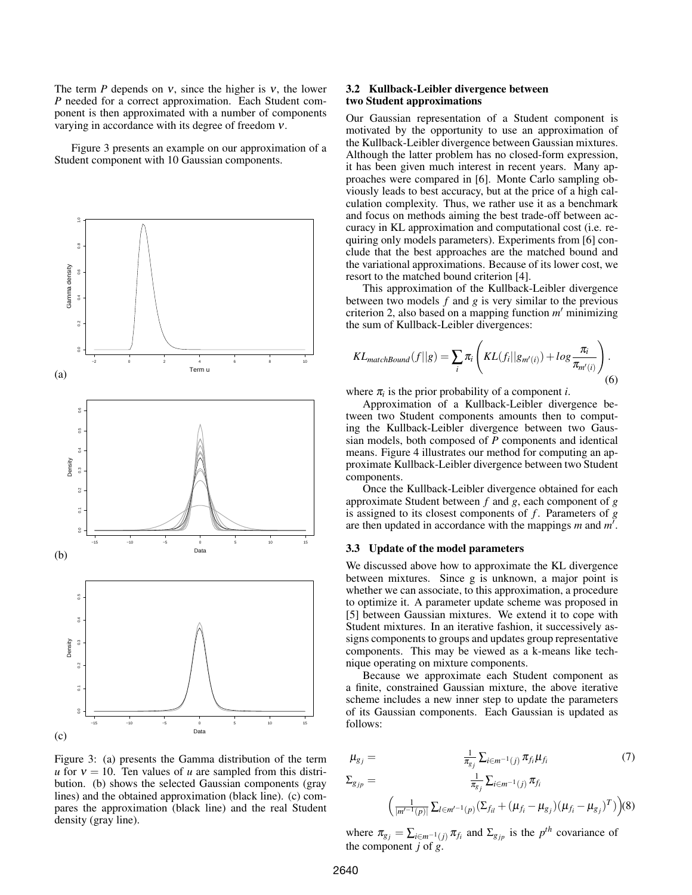The term $P$ depends on $\nu$, since the higher is $\nu$, the lower $P$ needed for a correct approximation. Each Student component is then approximated with a number of components varying in accordance with its degree of freedom $\nu$.

Figure 3 presents an example on our approximation of a Student component with 10 Gaussian components.

Figure 3: (a) presents the Gamma distribution of the term $u$ for $\nu = 10$. Ten values of $u$ are sampled from this distribution. (b) shows the selected Gaussian components (gray lines) and the obtained approximation (black line). (c) compares the approximation (black line) and the real Student density (gray line).

### 3.2 Kullback-Leibler divergence between two Student approximations

Our Gaussian representation of a Student component is motivated by the opportunity to use an approximation of the Kullback-Leibler divergence between Gaussian mixtures. Although the latter problem has no closed-form expression, it has been given much interest in recent years. Many approaches were compared in [6]. Monte Carlo sampling obviously leads to best accuracy, but at the price of a high calculation complexity. Thus, we rather use it as a benchmark and focus on methods aiming the best trade-off between accuracy in KL approximation and computational cost (i.e. requiring only models parameters). Experiments from [6] conclude that the best approaches are the matched bound and the variational approximations. Because of its lower cost, we resort to the matched bound criterion [4].

This approximation of the Kullback-Leibler divergence between two models $f$ and $g$ is very similar to the previous criterion 2, also based on a mapping function $m'$ minimizing the sum of Kullback-Leibler divergences:

$$KL_{matchBound}(f||g) = \sum_i \pi_i \left( KL(f_i||g_{m'(i)}) + log \frac{\pi_i}{\pi_{m'(i)}} \right). \quad (6)$$

where $\pi_i$ is the prior probability of a component $i$.

Approximation of a Kullback-Leibler divergence between two Student components amounts then to computing the Kullback-Leibler divergence between two Gaussian models, both composed of $P$ components and identical means. Figure 4 illustrates our method for computing an approximate Kullback-Leibler divergence between two Student components.

Once the Kullback-Leibler divergence obtained for each approximate Student between $f$ and $g$, each component of $g$ is assigned to its closest components of $f$. Parameters of $g$ are then updated in accordance with the mappings $m$ and $m'$.

### 3.3 Update of the model parameters

We discussed above how to approximate the KL divergence between mixtures. Since g is unknown, a major point is whether we can associate, to this approximation, a procedure to optimize it. A parameter update scheme was proposed in [5] between Gaussian mixtures. We extend it to cope with Student mixtures. In an iterative fashion, it successively assigns components to groups and updates group representative components. This may be viewed as a k-means like technique operating on mixture components.

Because we approximate each Student component as a finite, constrained Gaussian mixture, the above iterative scheme includes a new inner step to update the parameters of its Gaussian components. Each Gaussian is updated as follows:

$$\mu_{g_j} = \frac{1}{\pi_{g_j}} \sum_{i \in m^{-1}(j)} \pi_{f_i} \mu_{f_i} \quad (7)$$

$$\Sigma_{g_{jp}} = \frac{1}{\pi_{g_j}} \sum_{i \in m^{-1}(j)} \pi_{f_i} \left( \frac{1}{|m'^{-1}(p)|} \sum_{l \in m'^{-1}(p)} (\Sigma_{f_{il}} + (\mu_{f_i} - \mu_{g_j})(\mu_{f_i} - \mu_{g_j})^T) \right) \quad (8)$$

where $\pi_{g_j} = \sum_{i \in m^{-1}(j)} \pi_{f_i}$ and $\Sigma_{g_{jp}}$ is the $p^{th}$ covariance of the component $j$ of $g$.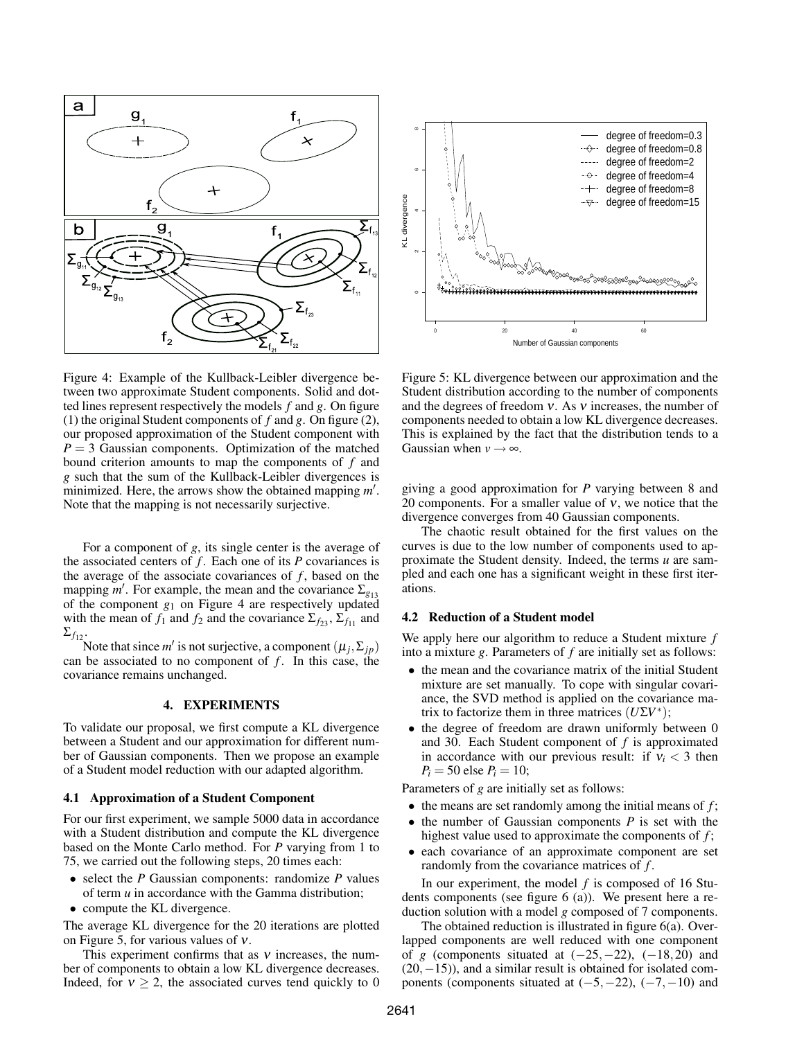Figure 4: Example of the Kullback-Leibler divergence between two approximate Student components. Solid and dotted lines represent respectively the models $f$ and $g$. On figure (1) the original Student components of $f$ and $g$. On figure (2), our proposed approximation of the Student component with $P = 3$ Gaussian components. Optimization of the matched bound criterion amounts to map the components of $f$ and $g$ such that the sum of the Kullback-Leibler divergences is minimized. Here, the arrows show the obtained mapping $m'$. Note that the mapping is not necessarily surjective.

For a component of $g$, its single center is the average of the associated centers of $f$. Each one of its $P$ covariances is the average of the associate covariances of $f$, based on the mapping $m'$. For example, the mean and the covariance $\Sigma_{g_{13}}$ of the component $g_1$ on Figure 4 are respectively updated with the mean of $f_1$ and $f_2$ and the covariance $\Sigma_{f_{23}}$, $\Sigma_{f_{11}}$ and $\Sigma_{f_{12}}$.

Note that since $m'$ is not surjective, a component $(\mu_j, \Sigma_{jp})$ can be associated to no component of $f$. In this case, the covariance remains unchanged.

## 4. EXPERIMENTS

To validate our proposal, we first compute a KL divergence between a Student and our approximation for different number of Gaussian components. Then we propose an example of a Student model reduction with our adapted algorithm.

### 4.1 Approximation of a Student Component

For our first experiment, we sample 5000 data in accordance with a Student distribution and compute the KL divergence based on the Monte Carlo method. For $P$ varying from 1 to 75, we carried out the following steps, 20 times each:

- select the $P$ Gaussian components: randomize $P$ values of term $u$ in accordance with the Gamma distribution;
- compute the KL divergence.

The average KL divergence for the 20 iterations are plotted on Figure 5, for various values of $\nu$.

This experiment confirms that as $\nu$ increases, the number of components to obtain a low KL divergence decreases. Indeed, for $\nu \geq 2$, the associated curves tend quickly to 0 giving a good approximation for $P$ varying between 8 and 20 components. For a smaller value of $\nu$, we notice that the divergence converges from 40 Gaussian components.

Figure 5: KL divergence between our approximation and the Student distribution according to the number of components and the degrees of freedom $\nu$. As $\nu$ increases, the number of components needed to obtain a low KL divergence decreases. This is explained by the fact that the distribution tends to a Gaussian when $\nu \to \infty$.

The chaotic result obtained for the first values on the curves is due to the low number of components used to approximate the Student density. Indeed, the terms $u$ are sampled and each one has a significant weight in these first iterations.

### 4.2 Reduction of a Student model

We apply here our algorithm to reduce a Student mixture $f$ into a mixture $g$. Parameters of $f$ are initially set as follows:

- the mean and the covariance matrix of the initial Student mixture are set manually. To cope with singular covariance, the SVD method is applied on the covariance matrix to factorize them in three matrices $(U\Sigma V^*)$;
- the degree of freedom are drawn uniformly between 0 and 30. Each Student component of $f$ is approximated in accordance with our previous result: if $\nu_i < 3$ then $P_i = 50$ else $P_i = 10$;

Parameters of $g$ are initially set as follows:

- the means are set randomly among the initial means of $f$;
- the number of Gaussian components $P$ is set with the highest value used to approximate the components of $f$;
- each covariance of an approximate component are set randomly from the covariance matrices of $f$.

In our experiment, the model $f$ is composed of 16 Students components (see figure 6 (a)). We present here a reduction solution with a model $g$ composed of 7 components.

The obtained reduction is illustrated in figure 6(a). Overlapped components are well reduced with one component of $g$ (components situated at $(-25, -22)$, $(-18, 20)$ and $(20, -15)$), and a similar result is obtained for isolated components (components situated at $(-5, -22)$, $(-7, -10)$ and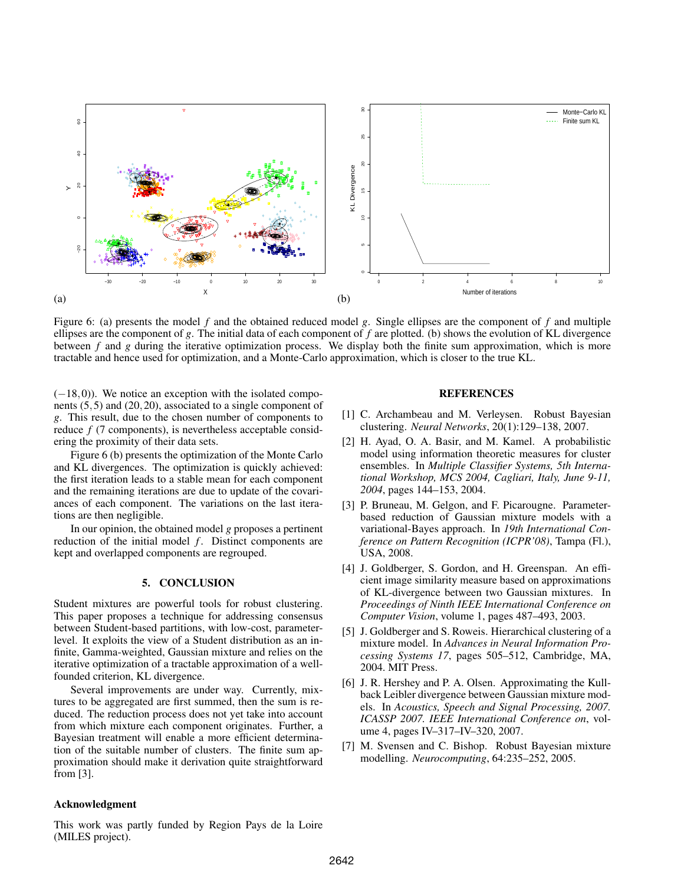(a)

(b)

Figure 6: (a) presents the model $f$ and the obtained reduced model $g$. Single ellipses are the component of $f$ and multiple ellipses are the component of $g$. The initial data of each component of $f$ are plotted. (b) shows the evolution of KL divergence between $f$ and $g$ during the iterative optimization process. We display both the finite sum approximation, which is more tractable and hence used for optimization, and a Monte-Carlo approximation, which is closer to the true KL.

$(-18, 0)$). We notice an exception with the isolated components $(5, 5)$ and $(20, 20)$, associated to a single component of $g$. This result, due to the chosen number of components to reduce $f$ (7 components), is nevertheless acceptable considering the proximity of their data sets.

Figure 6 (b) presents the optimization of the Monte Carlo and KL divergences. The optimization is quickly achieved: the first iteration leads to a stable mean for each component and the remaining iterations are due to update of the covariances of each component. The variations on the last iterations are then negligible.

In our opinion, the obtained model $g$ proposes a pertinent reduction of the initial model $f$. Distinct components are kept and overlapped components are regrouped.

## 5. CONCLUSION

Student mixtures are powerful tools for robust clustering. This paper proposes a technique for addressing consensus between Student-based partitions, with low-cost, parameter-level. It exploits the view of a Student distribution as an infinite, Gamma-weighted, Gaussian mixture and relies on the iterative optimization of a tractable approximation of a well-founded criterion, KL divergence.

Several improvements are under way. Currently, mixtures to be aggregated are first summed, then the sum is reduced. The reduction process does not yet take into account from which mixture each component originates. Further, a Bayesian treatment will enable a more efficient determination of the suitable number of clusters. The finite sum approximation should make it derivation quite straightforward from [3].

### Acknowledgment

This work was partly funded by Region Pays de la Loire (MILES project).

## REFERENCES

[1] C. Archambeau and M. Verleysen. Robust Bayesian clustering. *Neural Networks*, 20(1):129–138, 2007.

[2] H. Ayad, O. A. Basir, and M. Kamel. A probabilistic model using information theoretic measures for cluster ensembles. In *Multiple Classifier Systems, 5th International Workshop, MCS 2004, Cagliari, Italy, June 9-11, 2004*, pages 144–153, 2004.

[3] P. Bruneau, M. Gelgon, and F. Picarougne. Parameter-based reduction of Gaussian mixture models with a variational-Bayes approach. In *19th International Conference on Pattern Recognition (ICPR'08)*, Tampa (Fl.), USA, 2008.

[4] J. Goldberger, S. Gordon, and H. Greenspan. An efficient image similarity measure based on approximations of KL-divergence between two Gaussian mixtures. In *Proceedings of Ninth IEEE International Conference on Computer Vision*, volume 1, pages 487–493, 2003.

[5] J. Goldberger and S. Roweis. Hierarchical clustering of a mixture model. In *Advances in Neural Information Processing Systems 17*, pages 505–512, Cambridge, MA, 2004. MIT Press.

[6] J. R. Hershey and P. A. Olsen. Approximating the Kullback Leibler divergence between Gaussian mixture models. In *Acoustics, Speech and Signal Processing, 2007. ICASSP 2007. IEEE International Conference on*, volume 4, pages IV–317–IV–320, 2007.

[7] M. Svensen and C. Bishop. Robust Bayesian mixture modelling. *Neurocomputing*, 64:235–252, 2005.